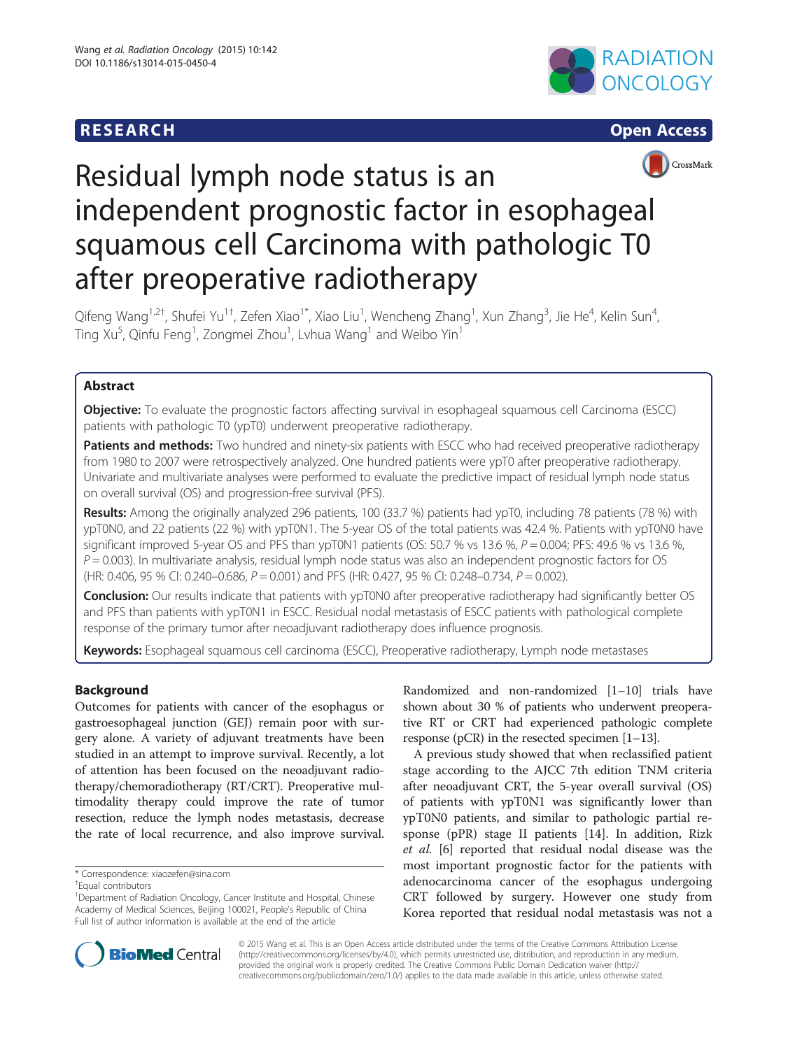RESEARCH Open Access

# Residual lymph node status is an independent prognostic factor in esophageal squamous cell Carcinoma with pathologic T0 after preoperative radiotherapy

Qifeng Wang[1,2†], Shufei Yu[1†], Zefen Xiao[1*], Xiao Liu[1], Wencheng Zhang[1], Xun Zhang[3], Jie He[4], Kelin Sun[4], Ting Xu[5], Qinfu Feng[1], Zongmei Zhou[1], Lvhua Wang[1] and Weibo Yin[1]

## Abstract

**Objective:** To evaluate the prognostic factors affecting survival in esophageal squamous cell Carcinoma (ESCC) patients with pathologic T0 (ypT0) underwent preoperative radiotherapy.

**Patients and methods:** Two hundred and ninety-six patients with ESCC who had received preoperative radiotherapy from 1980 to 2007 were retrospectively analyzed. One hundred patients were ypT0 after preoperative radiotherapy. Univariate and multivariate analyses were performed to evaluate the predictive impact of residual lymph node status on overall survival (OS) and progression-free survival (PFS).

**Results:** Among the originally analyzed 296 patients, 100 (33.7 %) patients had ypT0, including 78 patients (78 %) with ypT0N0, and 22 patients (22 %) with ypT0N1. The 5-year OS of the total patients was 42.4 %. Patients with ypT0N0 have significant improved 5-year OS and PFS than ypT0N1 patients (OS: 50.7 % vs 13.6 %, $P = 0.004$; PFS: 49.6 % vs 13.6 %, $P = 0.003$). In multivariate analysis, residual lymph node status was also an independent prognostic factors for OS (HR: 0.406, 95 % CI: 0.240–0.686, $P = 0.001$) and PFS (HR: 0.427, 95 % CI: 0.248–0.734, $P = 0.002$).

**Conclusion:** Our results indicate that patients with ypT0N0 after preoperative radiotherapy had significantly better OS and PFS than patients with ypT0N1 in ESCC. Residual nodal metastasis of ESCC patients with pathological complete response of the primary tumor after neoadjuvant radiotherapy does influence prognosis.

**Keywords:** Esophageal squamous cell carcinoma (ESCC), Preoperative radiotherapy, Lymph node metastases

## Background

Outcomes for patients with cancer of the esophagus or gastroesophageal junction (GEJ) remain poor with surgery alone. A variety of adjuvant treatments have been studied in an attempt to improve survival. Recently, a lot of attention has been focused on the neoadjuvant radiotherapy/chemoradiotherapy (RT/CRT). Preoperative multimodality therapy could improve the rate of tumor resection, reduce the lymph nodes metastasis, decrease the rate of local recurrence, and also improve survival. Randomized and non-randomized [1–10] trials have shown about 30 % of patients who underwent preoperative RT or CRT had experienced pathologic complete response (pCR) in the resected specimen [1–13].

A previous study showed that when reclassified patient stage according to the AJCC 7th edition TNM criteria after neoadjuvant CRT, the 5-year overall survival (OS) of patients with ypT0N1 was significantly lower than ypT0N0 patients, and similar to pathologic partial response (pPR) stage II patients [14]. In addition, Rizk *et al.* [6] reported that residual nodal disease was the most important prognostic factor for the patients with adenocarcinoma cancer of the esophagus undergoing CRT followed by surgery. However one study from Korea reported that residual nodal metastasis was not a

\* Correspondence: xiaozefen@sina.com
†Equal contributors
[1]Department of Radiation Oncology, Cancer Institute and Hospital, Chinese Academy of Medical Sciences, Beijing 100021, People's Republic of China
Full list of author information is available at the end of the article

© 2015 Wang et al. This is an Open Access article distributed under the terms of the Creative Commons Attribution License (http://creativecommons.org/licenses/by/4.0), which permits unrestricted use, distribution, and reproduction in any medium, provided the original work is properly credited. The Creative Commons Public Domain Dedication waiver (http://creativecommons.org/publicdomain/zero/1.0/) applies to the data made available in this article, unless otherwise stated.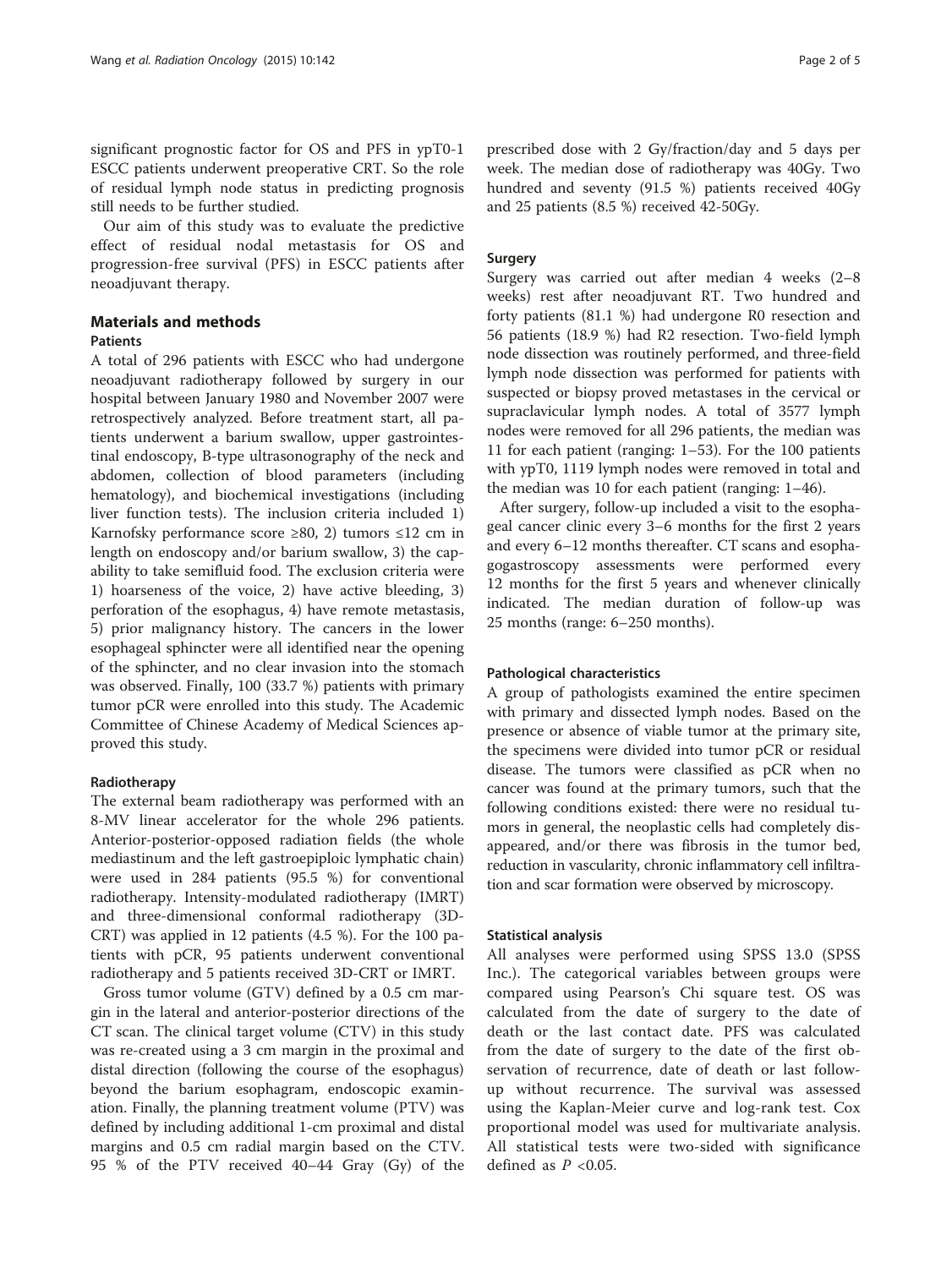significant prognostic factor for OS and PFS in ypT0-1 ESCC patients underwent preoperative CRT. So the role of residual lymph node status in predicting prognosis still needs to be further studied.

Our aim of this study was to evaluate the predictive effect of residual nodal metastasis for OS and progression-free survival (PFS) in ESCC patients after neoadjuvant therapy.

## Materials and methods

### Patients

A total of 296 patients with ESCC who had undergone neoadjuvant radiotherapy followed by surgery in our hospital between January 1980 and November 2007 were retrospectively analyzed. Before treatment start, all patients underwent a barium swallow, upper gastrointestinal endoscopy, B-type ultrasonography of the neck and abdomen, collection of blood parameters (including hematology), and biochemical investigations (including liver function tests). The inclusion criteria included 1) Karnofsky performance score ≥80, 2) tumors ≤12 cm in length on endoscopy and/or barium swallow, 3) the capability to take semifluid food. The exclusion criteria were 1) hoarseness of the voice, 2) have active bleeding, 3) perforation of the esophagus, 4) have remote metastasis, 5) prior malignancy history. The cancers in the lower esophageal sphincter were all identified near the opening of the sphincter, and no clear invasion into the stomach was observed. Finally, 100 (33.7 %) patients with primary tumor pCR were enrolled into this study. The Academic Committee of Chinese Academy of Medical Sciences approved this study.

### Radiotherapy

The external beam radiotherapy was performed with an 8-MV linear accelerator for the whole 296 patients. Anterior-posterior-opposed radiation fields (the whole mediastinum and the left gastroepiploic lymphatic chain) were used in 284 patients (95.5 %) for conventional radiotherapy. Intensity-modulated radiotherapy (IMRT) and three-dimensional conformal radiotherapy (3D-CRT) was applied in 12 patients (4.5 %). For the 100 patients with pCR, 95 patients underwent conventional radiotherapy and 5 patients received 3D-CRT or IMRT.

Gross tumor volume (GTV) defined by a 0.5 cm margin in the lateral and anterior-posterior directions of the CT scan. The clinical target volume (CTV) in this study was re-created using a 3 cm margin in the proximal and distal direction (following the course of the esophagus) beyond the barium esophagram, endoscopic examination. Finally, the planning treatment volume (PTV) was defined by including additional 1-cm proximal and distal margins and 0.5 cm radial margin based on the CTV. 95 % of the PTV received 40–44 Gray (Gy) of the prescribed dose with 2 Gy/fraction/day and 5 days per week. The median dose of radiotherapy was 40Gy. Two hundred and seventy (91.5 %) patients received 40Gy and 25 patients (8.5 %) received 42-50Gy.

### Surgery

Surgery was carried out after median 4 weeks (2–8 weeks) rest after neoadjuvant RT. Two hundred and forty patients (81.1 %) had undergone R0 resection and 56 patients (18.9 %) had R2 resection. Two-field lymph node dissection was routinely performed, and three-field lymph node dissection was performed for patients with suspected or biopsy proved metastases in the cervical or supraclavicular lymph nodes. A total of 3577 lymph nodes were removed for all 296 patients, the median was 11 for each patient (ranging: 1–53). For the 100 patients with ypT0, 1119 lymph nodes were removed in total and the median was 10 for each patient (ranging: 1–46).

After surgery, follow-up included a visit to the esophageal cancer clinic every 3–6 months for the first 2 years and every 6–12 months thereafter. CT scans and esophagogastroscopy assessments were performed every 12 months for the first 5 years and whenever clinically indicated. The median duration of follow-up was 25 months (range: 6–250 months).

### Pathological characteristics

A group of pathologists examined the entire specimen with primary and dissected lymph nodes. Based on the presence or absence of viable tumor at the primary site, the specimens were divided into tumor pCR or residual disease. The tumors were classified as pCR when no cancer was found at the primary tumors, such that the following conditions existed: there were no residual tumors in general, the neoplastic cells had completely disappeared, and/or there was fibrosis in the tumor bed, reduction in vascularity, chronic inflammatory cell infiltration and scar formation were observed by microscopy.

### Statistical analysis

All analyses were performed using SPSS 13.0 (SPSS Inc.). The categorical variables between groups were compared using Pearson's Chi square test. OS was calculated from the date of surgery to the date of death or the last contact date. PFS was calculated from the date of surgery to the date of the first observation of recurrence, date of death or last follow-up without recurrence. The survival was assessed using the Kaplan-Meier curve and log-rank test. Cox proportional model was used for multivariate analysis. All statistical tests were two-sided with significance defined as $P < 0.05$.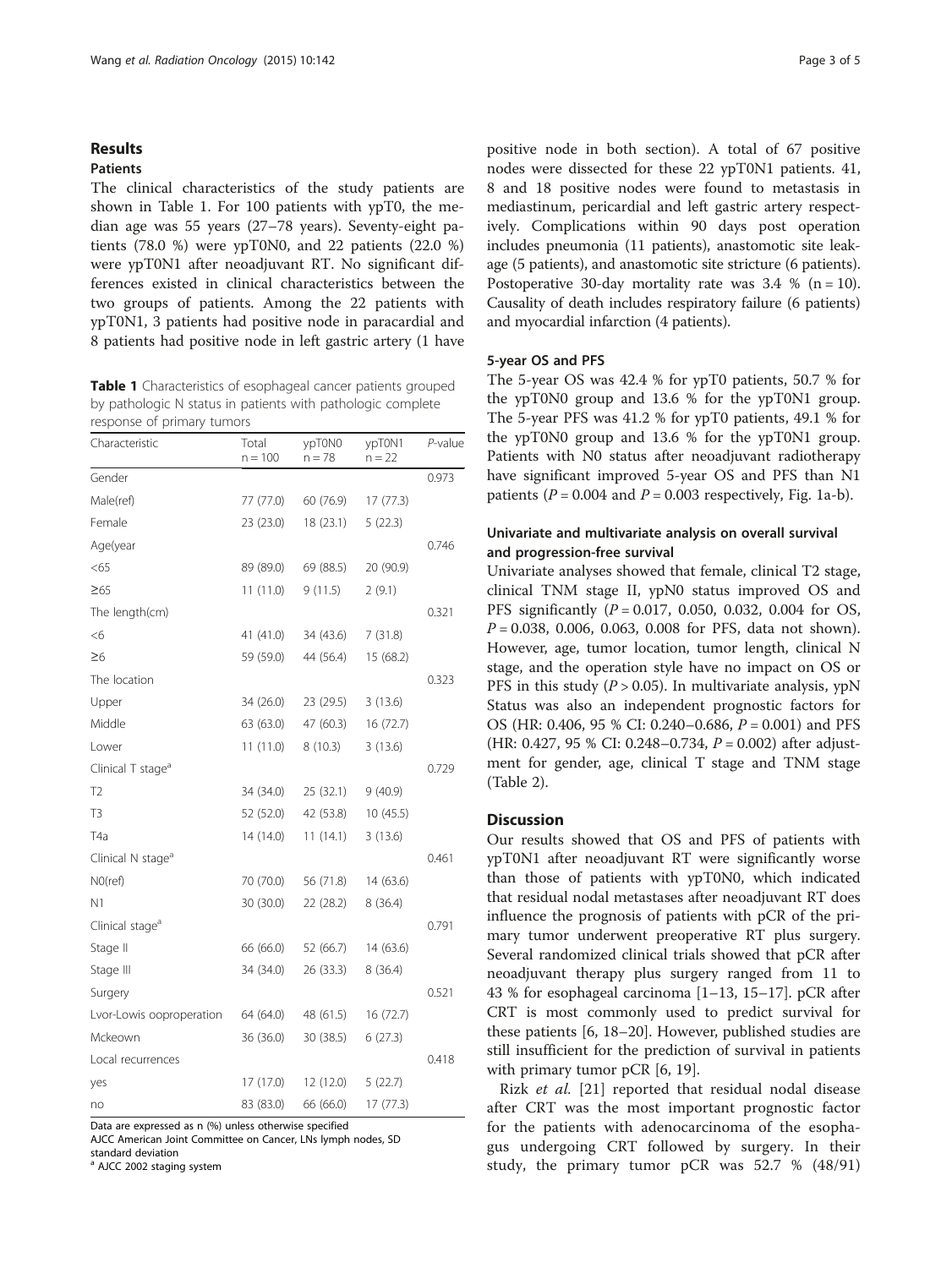## Results

### Patients

The clinical characteristics of the study patients are shown in Table 1. For 100 patients with ypT0, the median age was 55 years (27–78 years). Seventy-eight patients (78.0 %) were ypT0N0, and 22 patients (22.0 %) were ypT0N1 after neoadjuvant RT. No significant differences existed in clinical characteristics between the two groups of patients. Among the 22 patients with ypT0N1, 3 patients had positive node in paracardial and 8 patients had positive node in left gastric artery (1 have positive node in both section). A total of 67 positive nodes were dissected for these 22 ypT0N1 patients. 41, 8 and 18 positive nodes were found to metastasis in mediastinum, pericardial and left gastric artery respectively. Complications within 90 days post operation includes pneumonia (11 patients), anastomotic site leakage (5 patients), and anastomotic site stricture (6 patients). Postoperative 30-day mortality rate was 3.4 % (n = 10). Causality of death includes respiratory failure (6 patients) and myocardial infarction (4 patients).

**Table 1** Characteristics of esophageal cancer patients grouped by pathologic N status in patients with pathologic complete response of primary tumors

| Characteristic | Total n = 100 | ypT0N0 n = 78 | ypT0N1 n = 22 | *P*-value |
|---|---|---|---|---|
| Gender | | | | 0.973 |
| Male(ref) | 77 (77.0) | 60 (76.9) | 17 (77.3) | |
| Female | 23 (23.0) | 18 (23.1) | 5 (22.3) | |
| Age(year | | | | 0.746 |
| <65 | 89 (89.0) | 69 (88.5) | 20 (90.9) | |
| ≥65 | 11 (11.0) | 9 (11.5) | 2 (9.1) | |
| The length(cm) | | | | 0.321 |
| <6 | 41 (41.0) | 34 (43.6) | 7 (31.8) | |
| ≥6 | 59 (59.0) | 44 (56.4) | 15 (68.2) | |
| The location | | | | 0.323 |
| Upper | 34 (26.0) | 23 (29.5) | 3 (13.6) | |
| Middle | 63 (63.0) | 47 (60.3) | 16 (72.7) | |
| Lower | 11 (11.0) | 8 (10.3) | 3 (13.6) | |
| Clinical T stage[a] | | | | 0.729 |
| T2 | 34 (34.0) | 25 (32.1) | 9 (40.9) | |
| T3 | 52 (52.0) | 42 (53.8) | 10 (45.5) | |
| T4a | 14 (14.0) | 11 (14.1) | 3 (13.6) | |
| Clinical N stage[a] | | | | 0.461 |
| N0(ref) | 70 (70.0) | 56 (71.8) | 14 (63.6) | |
| N1 | 30 (30.0) | 22 (28.2) | 8 (36.4) | |
| Clinical stage[a] | | | | 0.791 |
| Stage II | 66 (66.0) | 52 (66.7) | 14 (63.6) | |
| Stage III | 34 (34.0) | 26 (33.3) | 8 (36.4) | |
| Surgery | | | | 0.521 |
| Lvor-Lowis oopreperation | 64 (64.0) | 48 (61.5) | 16 (72.7) | |
| Mckeown | 36 (36.0) | 30 (38.5) | 6 (27.3) | |
| Local recurrences | | | | 0.418 |
| yes | 17 (17.0) | 12 (12.0) | 5 (22.7) | |
| no | 83 (83.0) | 66 (66.0) | 17 (77.3) | |

Data are expressed as n (%) unless otherwise specified

AJCC American Joint Committee on Cancer, LNs lymph nodes, SD standard deviation

[a] AJCC 2002 staging system

### 5-year OS and PFS

The 5-year OS was 42.4 % for ypT0 patients, 50.7 % for the ypT0N0 group and 13.6 % for the ypT0N1 group. The 5-year PFS was 41.2 % for ypT0 patients, 49.1 % for the ypT0N0 group and 13.6 % for the ypT0N1 group. Patients with N0 status after neoadjuvant radiotherapy have significant improved 5-year OS and PFS than N1 patients ($P = 0.004$ and $P = 0.003$ respectively, Fig. 1a-b).

### Univariate and multivariate analysis on overall survival and progression-free survival

Univariate analyses showed that female, clinical T2 stage, clinical TNM stage II, ypN0 status improved OS and PFS significantly ($P = 0.017$, 0.050, 0.032, 0.004 for OS, $P = 0.038$, 0.006, 0.063, 0.008 for PFS, data not shown). However, age, tumor location, tumor length, clinical N stage, and the operation style have no impact on OS or PFS in this study ($P > 0.05$). In multivariate analysis, ypN Status was also an independent prognostic factors for OS (HR: 0.406, 95 % CI: 0.240–0.686, $P = 0.001$) and PFS (HR: 0.427, 95 % CI: 0.248–0.734, $P = 0.002$) after adjustment for gender, age, clinical T stage and TNM stage (Table 2).

## Discussion

Our results showed that OS and PFS of patients with ypT0N1 after neoadjuvant RT were significantly worse than those of patients with ypT0N0, which indicated that residual nodal metastases after neoadjuvant RT does influence the prognosis of patients with pCR of the primary tumor underwent preoperative RT plus surgery. Several randomized clinical trials showed that pCR after neoadjuvant therapy plus surgery ranged from 11 to 43 % for esophageal carcinoma [1–13, 15–17]. pCR after CRT is most commonly used to predict survival for these patients [6, 18–20]. However, published studies are still insufficient for the prediction of survival in patients with primary tumor pCR [6, 19].

Rizk *et al.* [21] reported that residual nodal disease after CRT was the most important prognostic factor for the patients with adenocarcinoma of the esophagus undergoing CRT followed by surgery. In their study, the primary tumor pCR was 52.7 % (48/91)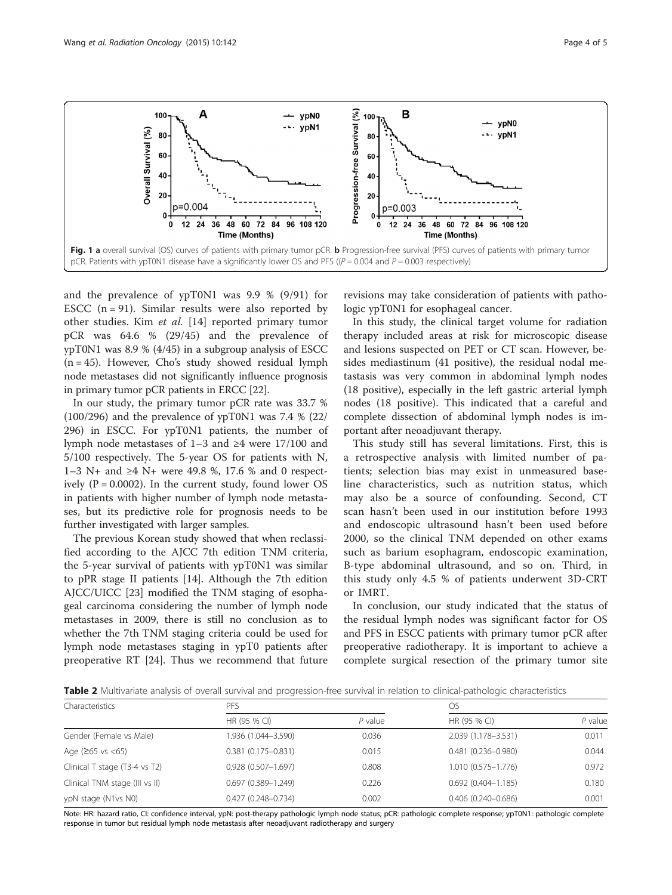**Fig. 1** **a** overall survival (OS) curves of patients with primary tumor pCR. **b** Progression-free survival (PFS) curves of patients with primary tumor pCR. Patients with ypT0N1 disease have a significantly lower OS and PFS (($P = 0.004$ and $P = 0.003$ respectively)

and the prevalence of ypT0N1 was 9.9 % (9/91) for ESCC (n = 91). Similar results were also reported by other studies. Kim *et al.* [14] reported primary tumor pCR was 64.6 % (29/45) and the prevalence of ypT0N1 was 8.9 % (4/45) in a subgroup analysis of ESCC (n = 45). However, Cho's study showed residual lymph node metastases did not significantly influence prognosis in primary tumor pCR patients in ERCC [22].

In our study, the primary tumor pCR rate was 33.7 % (100/296) and the prevalence of ypT0N1 was 7.4 % (22/296) in ESCC. For ypT0N1 patients, the number of lymph node metastases of 1–3 and ≥4 were 17/100 and 5/100 respectively. The 5-year OS for patients with N, 1–3 N+ and ≥4 N+ were 49.8 %, 17.6 % and 0 respectively ($P = 0.0002$). In the current study, found lower OS in patients with higher number of lymph node metastases, but its predictive role for prognosis needs to be further investigated with larger samples.

The previous Korean study showed that when reclassified according to the AJCC 7th edition TNM criteria, the 5-year survival of patients with ypT0N1 was similar to pPR stage II patients [14]. Although the 7th edition AJCC/UICC [23] modified the TNM staging of esophageal carcinoma considering the number of lymph node metastases in 2009, there is still no conclusion as to whether the 7th TNM staging criteria could be used for lymph node metastases staging in ypT0 patients after preoperative RT [24]. Thus we recommend that future revisions may take consideration of patients with pathologic ypT0N1 for esophageal cancer.

In this study, the clinical target volume for radiation therapy included areas at risk for microscopic disease and lesions suspected on PET or CT scan. However, besides mediastinum (41 positive), the residual nodal metastasis was very common in abdominal lymph nodes (18 positive), especially in the left gastric arterial lymph nodes (18 positive). This indicated that a careful and complete dissection of abdominal lymph nodes is important after neoadjuvant therapy.

This study still has several limitations. First, this is a retrospective analysis with limited number of patients; selection bias may exist in unmeasured baseline characteristics, such as nutrition status, which may also be a source of confounding. Second, CT scan hasn't been used in our institution before 1993 and endoscopic ultrasound hasn't been used before 2000, so the clinical TNM depended on other exams such as barium esophagram, endoscopic examination, B-type abdominal ultrasound, and so on. Third, in this study only 4.5 % of patients underwent 3D-CRT or IMRT.

In conclusion, our study indicated that the status of the residual lymph nodes was significant factor for OS and PFS in ESCC patients with primary tumor pCR after preoperative radiotherapy. It is important to achieve a complete surgical resection of the primary tumor site

**Table 2** Multivariate analysis of overall survival and progression-free survival in relation to clinical-pathologic characteristics

| Characteristics | PFS | | OS | |
|---|---|---|---|---|
| | HR (95 % CI) | *P* value | HR (95 % CI) | *P* value |
| Gender (Female vs Male) | 1.936 (1.044–3.590) | 0.036 | 2.039 (1.178–3.531) | 0.011 |
| Age (≥65 vs <65) | 0.381 (0.175–0.831) | 0.015 | 0.481 (0.236–0.980) | 0.044 |
| Clinical T stage (T3-4 vs T2) | 0.928 (0.507–1.697) | 0.808 | 1.010 (0.575–1.776) | 0.972 |
| Clinical TNM stage (III vs II) | 0.697 (0.389–1.249) | 0.226 | 0.692 (0.404–1.185) | 0.180 |
| ypN stage (N1vs N0) | 0.427 (0.248–0.734) | 0.002 | 0.406 (0.240–0.686) | 0.001 |

Note: HR: hazard ratio, CI: confidence interval, ypN: post-therapy pathologic lymph node status; pCR: pathologic complete response; ypT0N1: pathologic complete response in tumor but residual lymph node metastasis after neoadjuvant radiotherapy and surgery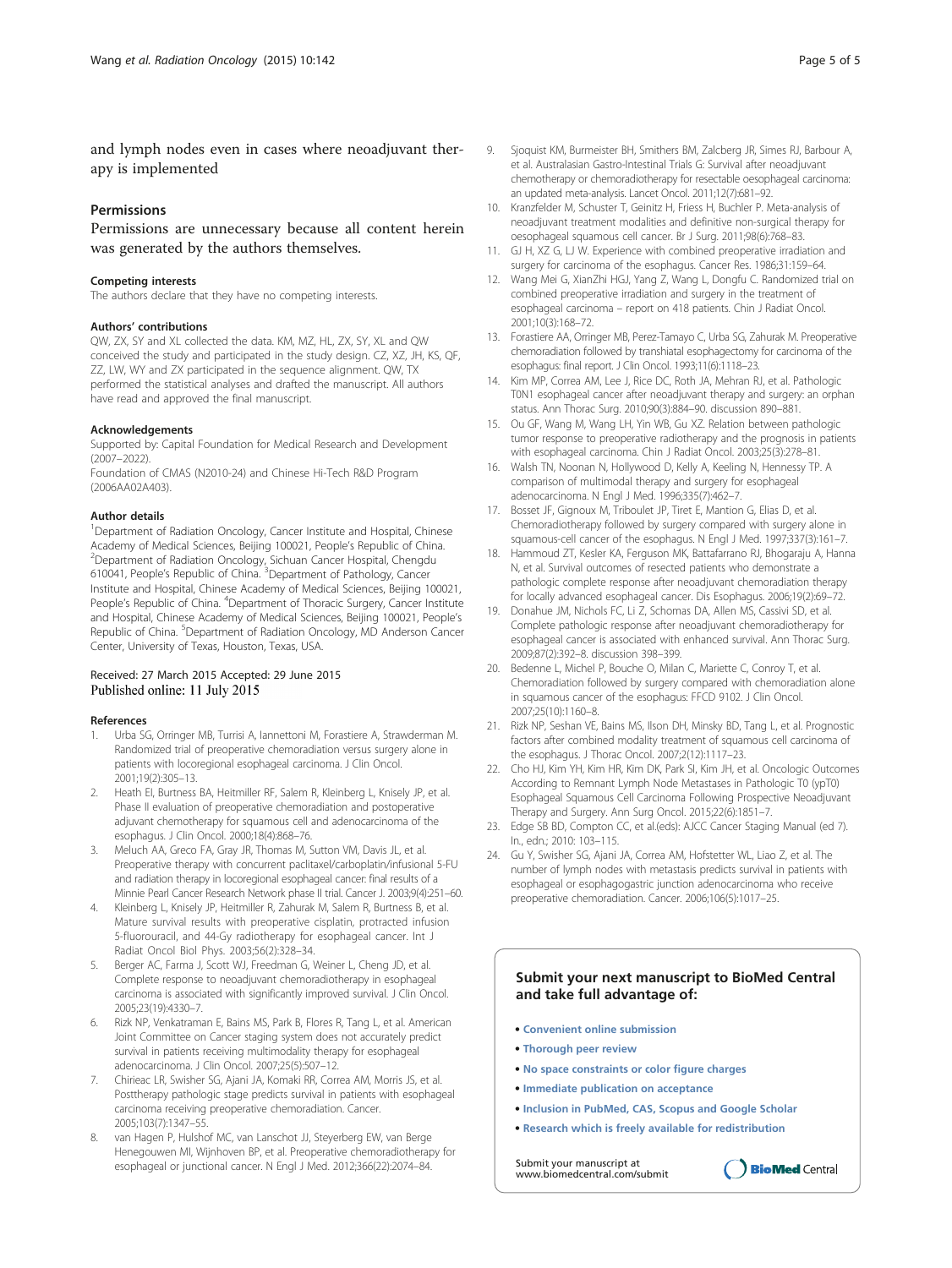and lymph nodes even in cases where neoadjuvant therapy is implemented

## Permissions

Permissions are unnecessary because all content herein was generated by the authors themselves.

### Competing interests

The authors declare that they have no competing interests.

### Authors' contributions

QW, ZX, SY and XL collected the data. KM, MZ, HL, ZX, SY, XL and QW conceived the study and participated in the study design. CZ, XZ, JH, KS, QF, ZZ, LW, WY and ZX participated in the sequence alignment. QW, TX performed the statistical analyses and drafted the manuscript. All authors have read and approved the final manuscript.

### Acknowledgements

Supported by: Capital Foundation for Medical Research and Development (2007–2022).
Foundation of CMAS (N2010-24) and Chinese Hi-Tech R&D Program (2006AA02A403).

### Author details

[1]Department of Radiation Oncology, Cancer Institute and Hospital, Chinese Academy of Medical Sciences, Beijing 100021, People's Republic of China. [2]Department of Radiation Oncology, Sichuan Cancer Hospital, Chengdu 610041, People's Republic of China. [3]Department of Pathology, Cancer Institute and Hospital, Chinese Academy of Medical Sciences, Beijing 100021, People's Republic of China. [4]Department of Thoracic Surgery, Cancer Institute and Hospital, Chinese Academy of Medical Sciences, Beijing 100021, People's Republic of China. [5]Department of Radiation Oncology, MD Anderson Cancer Center, University of Texas, Houston, Texas, USA.

Received: 27 March 2015 Accepted: 29 June 2015
Published online: 11 July 2015

### References

1. Urba SG, Orringer MB, Turrisi A, Iannettoni M, Forastiere A, Strawderman M. Randomized trial of preoperative chemoradiation versus surgery alone in patients with locoregional esophageal carcinoma. J Clin Oncol. 2001;19(2):305–13.
2. Heath EI, Burtness BA, Heitmiller RF, Salem R, Kleinberg L, Knisely JP, et al. Phase II evaluation of preoperative chemoradiation and postoperative adjuvant chemotherapy for squamous cell and adenocarcinoma of the esophagus. J Clin Oncol. 2000;18(4):868–76.
3. Meluch AA, Greco FA, Gray JR, Thomas M, Sutton VM, Davis JL, et al. Preoperative therapy with concurrent paclitaxel/carboplatin/infusional 5-FU and radiation therapy in locoregional esophageal cancer: final results of a Minnie Pearl Cancer Research Network phase II trial. Cancer J. 2003;9(4):251–60.
4. Kleinberg L, Knisely JP, Heitmiller R, Zahurak M, Salem R, Burtness B, et al. Mature survival results with preoperative cisplatin, protracted infusion 5-fluorouracil, and 44-Gy radiotherapy for esophageal cancer. Int J Radiat Oncol Biol Phys. 2003;56(2):328–34.
5. Berger AC, Farma J, Scott WJ, Freedman G, Weiner L, Cheng JD, et al. Complete response to neoadjuvant chemoradiotherapy in esophageal carcinoma is associated with significantly improved survival. J Clin Oncol. 2005;23(19):4330–7.
6. Rizk NP, Venkatraman E, Bains MS, Park B, Flores R, Tang L, et al. American Joint Committee on Cancer staging system does not accurately predict survival in patients receiving multimodality therapy for esophageal adenocarcinoma. J Clin Oncol. 2007;25(5):507–12.
7. Chirieac LR, Swisher SG, Ajani JA, Komaki RR, Correa AM, Morris JS, et al. Posttherapy pathologic stage predicts survival in patients with esophageal carcinoma receiving preoperative chemoradiation. Cancer. 2005;103(7):1347–55.
8. van Hagen P, Hulshof MC, van Lanschot JJ, Steyerberg EW, van Berge Henegouwen MI, Wijnhoven BP, et al. Preoperative chemoradiotherapy for esophageal or junctional cancer. N Engl J Med. 2012;366(22):2074–84.
9. Sjoquist KM, Burmeister BH, Smithers BM, Zalcberg JR, Simes RJ, Barbour A, et al. Australasian Gastro-Intestinal Trials G: Survival after neoadjuvant chemotherapy or chemoradiotherapy for resectable oesophageal carcinoma: an updated meta-analysis. Lancet Oncol. 2011;12(7):681–92.
10. Kranzfelder M, Schuster T, Geinitz H, Friess H, Buchler P. Meta-analysis of neoadjuvant treatment modalities and definitive non-surgical therapy for oesophageal squamous cell cancer. Br J Surg. 2011;98(6):768–83.
11. GJ H, XZ G, LJ W. Experience with combined preoperative irradiation and surgery for carcinoma of the esophagus. Cancer Res. 1986;31:159–64.
12. Wang Mei G, XianZhi HGJ, Yang Z, Wang L, Dongfu C. Randomized trial on combined preoperative irradiation and surgery in the treatment of esophageal carcinoma – report on 418 patients. Chin J Radiat Oncol. 2001;10(3):168–72.
13. Forastiere AA, Orringer MB, Perez-Tamayo C, Urba SG, Zahurak M. Preoperative chemoradiation followed by transhiatal esophagectomy for carcinoma of the esophagus: final report. J Clin Oncol. 1993;11(6):1118–23.
14. Kim MP, Correa AM, Lee J, Rice DC, Roth JA, Mehran RJ, et al. Pathologic T0N1 esophageal cancer after neoadjuvant therapy and surgery: an orphan status. Ann Thorac Surg. 2010;90(3):884–90. discussion 890–881.
15. Ou GF, Wang M, Wang LH, Yin WB, Gu XZ. Relation between pathologic tumor response to preoperative radiotherapy and the prognosis in patients with esophageal carcinoma. Chin J Radiat Oncol. 2003;25(3):278–81.
16. Walsh TN, Noonan N, Hollywood D, Kelly A, Keeling N, Hennessy TP. A comparison of multimodal therapy and surgery for esophageal adenocarcinoma. N Engl J Med. 1996;335(7):462–7.
17. Bosset JF, Gignoux M, Triboulet JP, Tiret E, Mantion G, Elias D, et al. Chemoradiotherapy followed by surgery compared with surgery alone in squamous-cell cancer of the esophagus. N Engl J Med. 1997;337(3):161–7.
18. Hammoud ZT, Kesler KA, Ferguson MK, Battafarrano RJ, Bhogaraju A, Hanna N, et al. Survival outcomes of resected patients who demonstrate a pathologic complete response after neoadjuvant chemoradiation therapy for locally advanced esophageal cancer. Dis Esophagus. 2006;19(2):69–72.
19. Donahue JM, Nichols FC, Li Z, Schomas DA, Allen MS, Cassivi SD, et al. Complete pathologic response after neoadjuvant chemoradiotherapy for esophageal cancer is associated with enhanced survival. Ann Thorac Surg. 2009;87(2):392–8. discussion 398–399.
20. Bedenne L, Michel P, Bouche O, Milan C, Mariette C, Conroy T, et al. Chemoradiation followed by surgery compared with chemoradiation alone in squamous cancer of the esophagus: FFCD 9102. J Clin Oncol. 2007;25(10):1160–8.
21. Rizk NP, Seshan VE, Bains MS, Ilson DH, Minsky BD, Tang L, et al. Prognostic factors after combined modality treatment of squamous cell carcinoma of the esophagus. J Thorac Oncol. 2007;2(12):1117–23.
22. Cho HJ, Kim YH, Kim HR, Kim DK, Park SI, Kim JH, et al. Oncologic Outcomes According to Remnant Lymph Node Metastases in Pathologic T0 (ypT0) Esophageal Squamous Cell Carcinoma Following Prospective Neoadjuvant Therapy and Surgery. Ann Surg Oncol. 2015;22(6):1851–7.
23. Edge SB BD, Compton CC, et al.(eds): AJCC Cancer Staging Manual (ed 7). In., edn.; 2010: 103–115.
24. Gu Y, Swisher SG, Ajani JA, Correa AM, Hofstetter WL, Liao Z, et al. The number of lymph nodes with metastasis predicts survival in patients with esophageal or esophagogastric junction adenocarcinoma who receive preoperative chemoradiation. Cancer. 2006;106(5):1017–25.

**Submit your next manuscript to BioMed Central and take full advantage of:**

- Convenient online submission
- Thorough peer review
- No space constraints or color figure charges
- Immediate publication on acceptance
- Inclusion in PubMed, CAS, Scopus and Google Scholar
- Research which is freely available for redistribution

Submit your manuscript at
www.biomedcentral.com/submit

BioMed Central